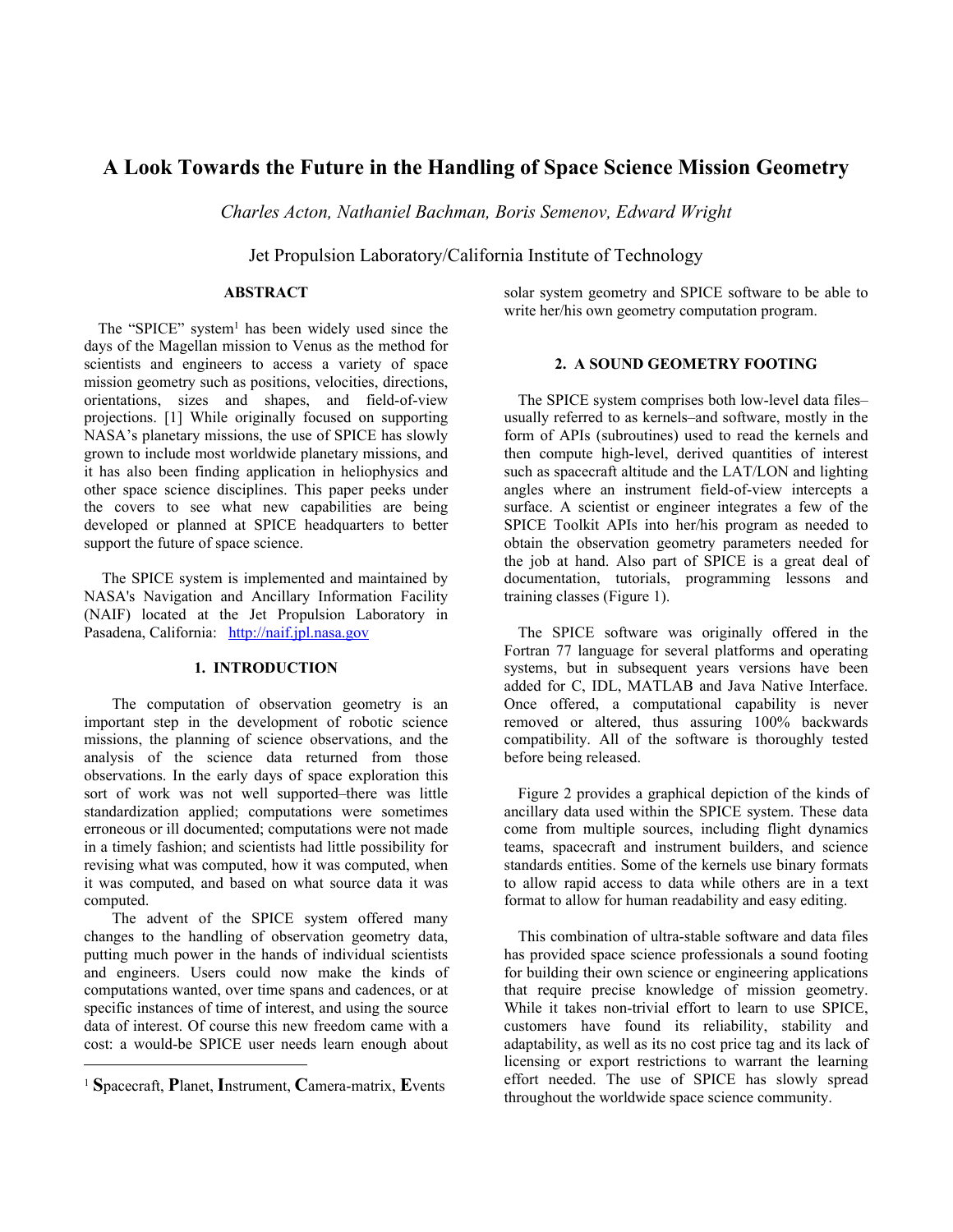# A Look Towards the Future in the Handling of Space Science Mission Geometry

*Charles Acton, Nathaniel Bachman, Boris Semenov, Edward Wright*

Jet Propulsion Laboratory/California Institute of Technology

### ABSTRACT

The "SPICE" system[1] has been widely used since the days of the Magellan mission to Venus as the method for scientists and engineers to access a variety of space mission geometry such as positions, velocities, directions, orientations, sizes and shapes, and field-of-view projections. [1] While originally focused on supporting NASA's planetary missions, the use of SPICE has slowly grown to include most worldwide planetary missions, and it has also been finding application in heliophysics and other space science disciplines. This paper peeks under the covers to see what new capabilities are being developed or planned at SPICE headquarters to better support the future of space science.

The SPICE system is implemented and maintained by NASA's Navigation and Ancillary Information Facility (NAIF) located at the Jet Propulsion Laboratory in Pasadena, California: http://naif.jpl.nasa.gov

## 1. INTRODUCTION

The computation of observation geometry is an important step in the development of robotic science missions, the planning of science observations, and the analysis of the science data returned from those observations. In the early days of space exploration this sort of work was not well supported–there was little standardization applied; computations were sometimes erroneous or ill documented; computations were not made in a timely fashion; and scientists had little possibility for revising what was computed, how it was computed, when it was computed, and based on what source data it was computed.

The advent of the SPICE system offered many changes to the handling of observation geometry data, putting much power in the hands of individual scientists and engineers. Users could now make the kinds of computations wanted, over time spans and cadences, or at specific instances of time of interest, and using the source data of interest. Of course this new freedom came with a cost: a would-be SPICE user needs learn enough about solar system geometry and SPICE software to be able to write her/his own geometry computation program.

## 2. A SOUND GEOMETRY FOOTING

The SPICE system comprises both low-level data files–usually referred to as kernels–and software, mostly in the form of APIs (subroutines) used to read the kernels and then compute high-level, derived quantities of interest such as spacecraft altitude and the LAT/LON and lighting angles where an instrument field-of-view intercepts a surface. A scientist or engineer integrates a few of the SPICE Toolkit APIs into her/his program as needed to obtain the observation geometry parameters needed for the job at hand. Also part of SPICE is a great deal of documentation, tutorials, programming lessons and training classes (Figure 1).

The SPICE software was originally offered in the Fortran 77 language for several platforms and operating systems, but in subsequent years versions have been added for C, IDL, MATLAB and Java Native Interface. Once offered, a computational capability is never removed or altered, thus assuring 100% backwards compatibility. All of the software is thoroughly tested before being released.

Figure 2 provides a graphical depiction of the kinds of ancillary data used within the SPICE system. These data come from multiple sources, including flight dynamics teams, spacecraft and instrument builders, and science standards entities. Some of the kernels use binary formats to allow rapid access to data while others are in a text format to allow for human readability and easy editing.

This combination of ultra-stable software and data files has provided space science professionals a sound footing for building their own science or engineering applications that require precise knowledge of mission geometry. While it takes non-trivial effort to learn to use SPICE, customers have found its reliability, stability and adaptability, as well as its no cost price tag and its lack of licensing or export restrictions to warrant the learning effort needed. The use of SPICE has slowly spread throughout the worldwide space science community.

---

[1] **S**pacecraft, **P**lanet, **I**nstrument, **C**amera-matrix, **E**vents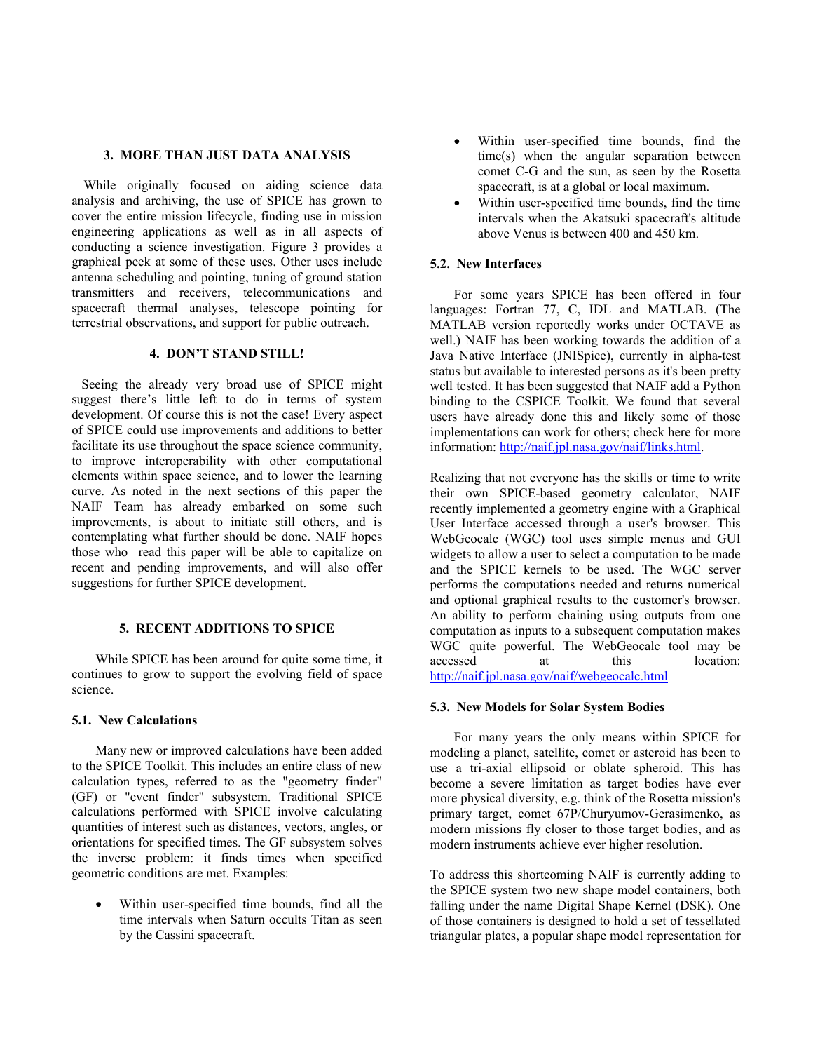## 3. MORE THAN JUST DATA ANALYSIS

While originally focused on aiding science data analysis and archiving, the use of SPICE has grown to cover the entire mission lifecycle, finding use in mission engineering applications as well as in all aspects of conducting a science investigation. Figure 3 provides a graphical peek at some of these uses. Other uses include antenna scheduling and pointing, tuning of ground station transmitters and receivers, telecommunications and spacecraft thermal analyses, telescope pointing for terrestrial observations, and support for public outreach.

## 4. DON'T STAND STILL!

Seeing the already very broad use of SPICE might suggest there's little left to do in terms of system development. Of course this is not the case! Every aspect of SPICE could use improvements and additions to better facilitate its use throughout the space science community, to improve interoperability with other computational elements within space science, and to lower the learning curve. As noted in the next sections of this paper the NAIF Team has already embarked on some such improvements, is about to initiate still others, and is contemplating what further should be done. NAIF hopes those who read this paper will be able to capitalize on recent and pending improvements, and will also offer suggestions for further SPICE development.

## 5. RECENT ADDITIONS TO SPICE

While SPICE has been around for quite some time, it continues to grow to support the evolving field of space science.

### 5.1. New Calculations

Many new or improved calculations have been added to the SPICE Toolkit. This includes an entire class of new calculation types, referred to as the "geometry finder" (GF) or "event finder" subsystem. Traditional SPICE calculations performed with SPICE involve calculating quantities of interest such as distances, vectors, angles, or orientations for specified times. The GF subsystem solves the inverse problem: it finds times when specified geometric conditions are met. Examples:

- Within user-specified time bounds, find all the time intervals when Saturn occults Titan as seen by the Cassini spacecraft.
- Within user-specified time bounds, find the time(s) when the angular separation between comet C-G and the sun, as seen by the Rosetta spacecraft, is at a global or local maximum.
- Within user-specified time bounds, find the time intervals when the Akatsuki spacecraft's altitude above Venus is between 400 and 450 km.

### 5.2. New Interfaces

For some years SPICE has been offered in four languages: Fortran 77, C, IDL and MATLAB. (The MATLAB version reportedly works under OCTAVE as well.) NAIF has been working towards the addition of a Java Native Interface (JNISpice), currently in alpha-test status but available to interested persons as it's been pretty well tested. It has been suggested that NAIF add a Python binding to the CSPICE Toolkit. We found that several users have already done this and likely some of those implementations can work for others; check here for more information: http://naif.jpl.nasa.gov/naif/links.html.

Realizing that not everyone has the skills or time to write their own SPICE-based geometry calculator, NAIF recently implemented a geometry engine with a Graphical User Interface accessed through a user's browser. This WebGeocalc (WGC) tool uses simple menus and GUI widgets to allow a user to select a computation to be made and the SPICE kernels to be used. The WGC server performs the computations needed and returns numerical and optional graphical results to the customer's browser. An ability to perform chaining using outputs from one computation as inputs to a subsequent computation makes WGC quite powerful. The WebGeocalc tool may be accessed at this location: http://naif.jpl.nasa.gov/naif/webgeocalc.html

### 5.3. New Models for Solar System Bodies

For many years the only means within SPICE for modeling a planet, satellite, comet or asteroid has been to use a tri-axial ellipsoid or oblate spheroid. This has become a severe limitation as target bodies have ever more physical diversity, e.g. think of the Rosetta mission's primary target, comet 67P/Churyumov-Gerasimenko, as modern missions fly closer to those target bodies, and as modern instruments achieve ever higher resolution.

To address this shortcoming NAIF is currently adding to the SPICE system two new shape model containers, both falling under the name Digital Shape Kernel (DSK). One of those containers is designed to hold a set of tessellated triangular plates, a popular shape model representation for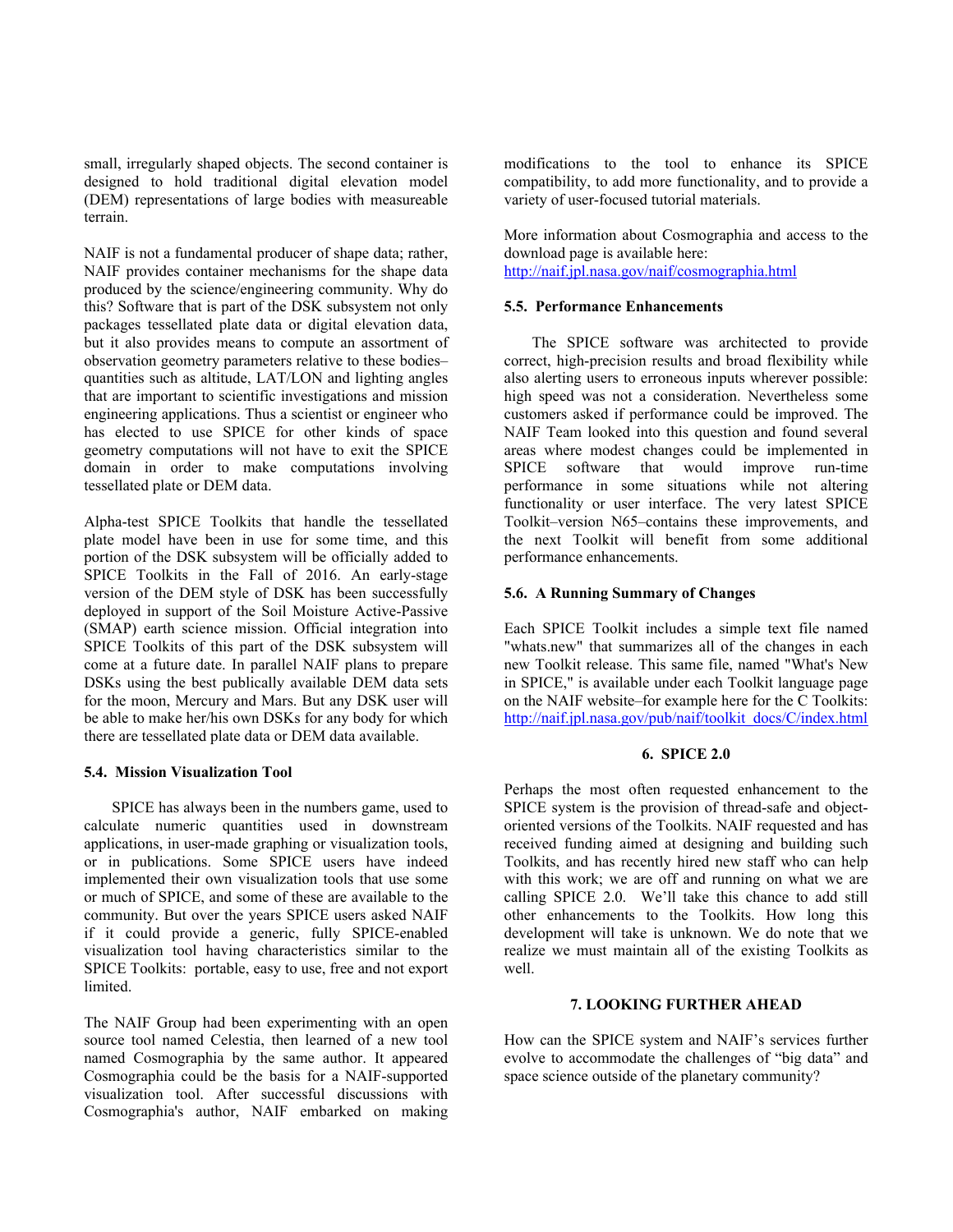small, irregularly shaped objects. The second container is designed to hold traditional digital elevation model (DEM) representations of large bodies with measureable terrain.

NAIF is not a fundamental producer of shape data; rather, NAIF provides container mechanisms for the shape data produced by the science/engineering community. Why do this? Software that is part of the DSK subsystem not only packages tessellated plate data or digital elevation data, but it also provides means to compute an assortment of observation geometry parameters relative to these bodies– quantities such as altitude, LAT/LON and lighting angles that are important to scientific investigations and mission engineering applications. Thus a scientist or engineer who has elected to use SPICE for other kinds of space geometry computations will not have to exit the SPICE domain in order to make computations involving tessellated plate or DEM data.

Alpha-test SPICE Toolkits that handle the tessellated plate model have been in use for some time, and this portion of the DSK subsystem will be officially added to SPICE Toolkits in the Fall of 2016. An early-stage version of the DEM style of DSK has been successfully deployed in support of the Soil Moisture Active-Passive (SMAP) earth science mission. Official integration into SPICE Toolkits of this part of the DSK subsystem will come at a future date. In parallel NAIF plans to prepare DSKs using the best publically available DEM data sets for the moon, Mercury and Mars. But any DSK user will be able to make her/his own DSKs for any body for which there are tessellated plate data or DEM data available.

### 5.4. Mission Visualization Tool

SPICE has always been in the numbers game, used to calculate numeric quantities used in downstream applications, in user-made graphing or visualization tools, or in publications. Some SPICE users have indeed implemented their own visualization tools that use some or much of SPICE, and some of these are available to the community. But over the years SPICE users asked NAIF if it could provide a generic, fully SPICE-enabled visualization tool having characteristics similar to the SPICE Toolkits: portable, easy to use, free and not export limited.

The NAIF Group had been experimenting with an open source tool named Celestia, then learned of a new tool named Cosmographia by the same author. It appeared Cosmographia could be the basis for a NAIF-supported visualization tool. After successful discussions with Cosmographia's author, NAIF embarked on making modifications to the tool to enhance its SPICE compatibility, to add more functionality, and to provide a variety of user-focused tutorial materials.

More information about Cosmographia and access to the download page is available here:
http://naif.jpl.nasa.gov/naif/cosmographia.html

### 5.5. Performance Enhancements

The SPICE software was architected to provide correct, high-precision results and broad flexibility while also alerting users to erroneous inputs wherever possible: high speed was not a consideration. Nevertheless some customers asked if performance could be improved. The NAIF Team looked into this question and found several areas where modest changes could be implemented in SPICE software that would improve run-time performance in some situations while not altering functionality or user interface. The very latest SPICE Toolkit–version N65–contains these improvements, and the next Toolkit will benefit from some additional performance enhancements.

### 5.6. A Running Summary of Changes

Each SPICE Toolkit includes a simple text file named "whats.new" that summarizes all of the changes in each new Toolkit release. This same file, named "What's New in SPICE," is available under each Toolkit language page on the NAIF website–for example here for the C Toolkits:
http://naif.jpl.nasa.gov/pub/naif/toolkit_docs/C/index.html

## 6. SPICE 2.0

Perhaps the most often requested enhancement to the SPICE system is the provision of thread-safe and object-oriented versions of the Toolkits. NAIF requested and has received funding aimed at designing and building such Toolkits, and has recently hired new staff who can help with this work; we are off and running on what we are calling SPICE 2.0. We'll take this chance to add still other enhancements to the Toolkits. How long this development will take is unknown. We do note that we realize we must maintain all of the existing Toolkits as well.

## 7. LOOKING FURTHER AHEAD

How can the SPICE system and NAIF's services further evolve to accommodate the challenges of "big data" and space science outside of the planetary community?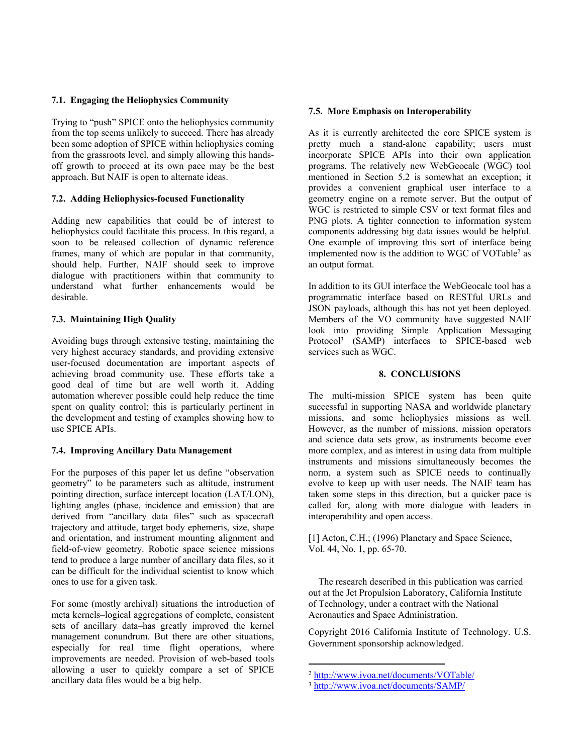### 7.1. Engaging the Heliophysics Community

Trying to "push" SPICE onto the heliophysics community from the top seems unlikely to succeed. There has already been some adoption of SPICE within heliophysics coming from the grassroots level, and simply allowing this hands-off growth to proceed at its own pace may be the best approach. But NAIF is open to alternate ideas.

### 7.2. Adding Heliophysics-focused Functionality

Adding new capabilities that could be of interest to heliophysics could facilitate this process. In this regard, a soon to be released collection of dynamic reference frames, many of which are popular in that community, should help. Further, NAIF should seek to improve dialogue with practitioners within that community to understand what further enhancements would be desirable.

### 7.3. Maintaining High Quality

Avoiding bugs through extensive testing, maintaining the very highest accuracy standards, and providing extensive user-focused documentation are important aspects of achieving broad community use. These efforts take a good deal of time but are well worth it. Adding automation wherever possible could help reduce the time spent on quality control; this is particularly pertinent in the development and testing of examples showing how to use SPICE APIs.

### 7.4. Improving Ancillary Data Management

For the purposes of this paper let us define "observation geometry" to be parameters such as altitude, instrument pointing direction, surface intercept location (LAT/LON), lighting angles (phase, incidence and emission) that are derived from "ancillary data files" such as spacecraft trajectory and attitude, target body ephemeris, size, shape and orientation, and instrument mounting alignment and field-of-view geometry. Robotic space science missions tend to produce a large number of ancillary data files, so it can be difficult for the individual scientist to know which ones to use for a given task.

For some (mostly archival) situations the introduction of meta kernels–logical aggregations of complete, consistent sets of ancillary data–has greatly improved the kernel management conundrum. But there are other situations, especially for real time flight operations, where improvements are needed. Provision of web-based tools allowing a user to quickly compare a set of SPICE ancillary data files would be a big help.

### 7.5. More Emphasis on Interoperability

As it is currently architected the core SPICE system is pretty much a stand-alone capability; users must incorporate SPICE APIs into their own application programs. The relatively new WebGeocalc (WGC) tool mentioned in Section 5.2 is somewhat an exception; it provides a convenient graphical user interface to a geometry engine on a remote server. But the output of WGC is restricted to simple CSV or text format files and PNG plots. A tighter connection to information system components addressing big data issues would be helpful. One example of improving this sort of interface being implemented now is the addition to WGC of VOTable[2] as an output format.

In addition to its GUI interface the WebGeocalc tool has a programmatic interface based on RESTful URLs and JSON payloads, although this has not yet been deployed. Members of the VO community have suggested NAIF look into providing Simple Application Messaging Protocol[3] (SAMP) interfaces to SPICE-based web services such as WGC.

## 8. CONCLUSIONS

The multi-mission SPICE system has been quite successful in supporting NASA and worldwide planetary missions, and some heliophysics missions as well. However, as the number of missions, mission operators and science data sets grow, as instruments become ever more complex, and as interest in using data from multiple instruments and missions simultaneously becomes the norm, a system such as SPICE needs to continually evolve to keep up with user needs. The NAIF team has taken some steps in this direction, but a quicker pace is called for, along with more dialogue with leaders in interoperability and open access.

[1] Acton, C.H.; (1996) Planetary and Space Science, Vol. 44, No. 1, pp. 65-70.

The research described in this publication was carried out at the Jet Propulsion Laboratory, California Institute of Technology, under a contract with the National Aeronautics and Space Administration.

Copyright 2016 California Institute of Technology. U.S. Government sponsorship acknowledged.

---

[2] http://www.ivoa.net/documents/VOTable/

[3] http://www.ivoa.net/documents/SAMP/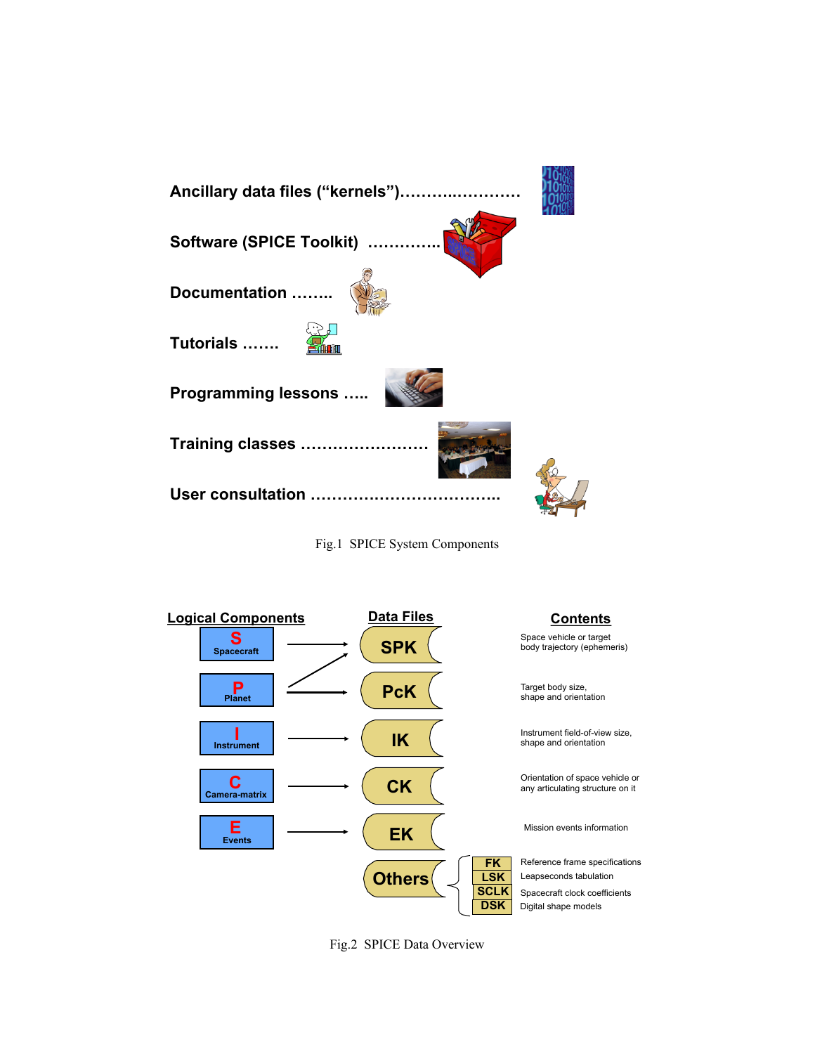Ancillary data files ("kernels")……………………

Software (SPICE Toolkit) …………..

Documentation ……..

Tutorials …….

Programming lessons …..

Training classes ……………………

User consultation ……………………………..

Fig.1 SPICE System Components

| Logical Components | Data Files | Contents |
|---|---|---|
| S Spacecraft | SPK | Space vehicle or target body trajectory (ephemeris) |
| P Planet | PcK | Target body size, shape and orientation |
| I Instrument | IK | Instrument field-of-view size, shape and orientation |
| C Camera-matrix | CK | Orientation of space vehicle or any articulating structure on it |
| E Events | EK | Mission events information |
| | Others: FK | Reference frame specifications |
| | Others: LSK | Leapseconds tabulation |
| | Others: SCLK | Spacecraft clock coefficients |
| | Others: DSK | Digital shape models |

Fig.2 SPICE Data Overview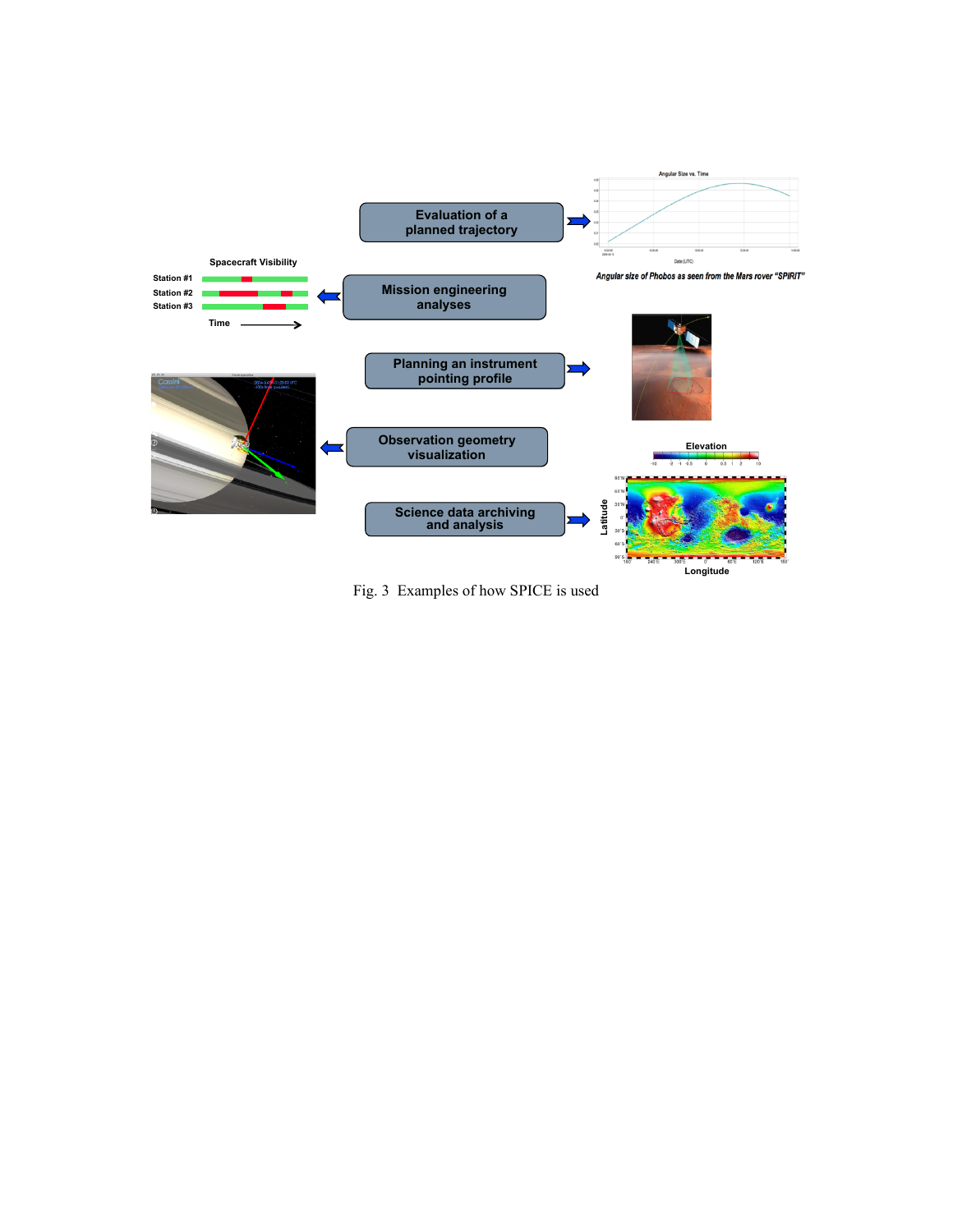Evaluation of a planned trajectory

Angular Size vs. Time

Date (UTC)

*Angular size of Phobos as seen from the Mars rover "SPIRIT"*

Spacecraft Visibility

Station #1

Station #2

Station #3

Time

Mission engineering analyses

Planning an instrument pointing profile

Cassini

Observation geometry visualization

Elevation

-10 -2 -1 -0.5 0 0.5 1 2 10

Science data archiving and analysis

Latitude

90°N 60°N 30°N 0 30°S 60°S 90°S

180° 240°E 300°E 0 60°E 120°E 180°

Longitude

Fig. 3 Examples of how SPICE is used